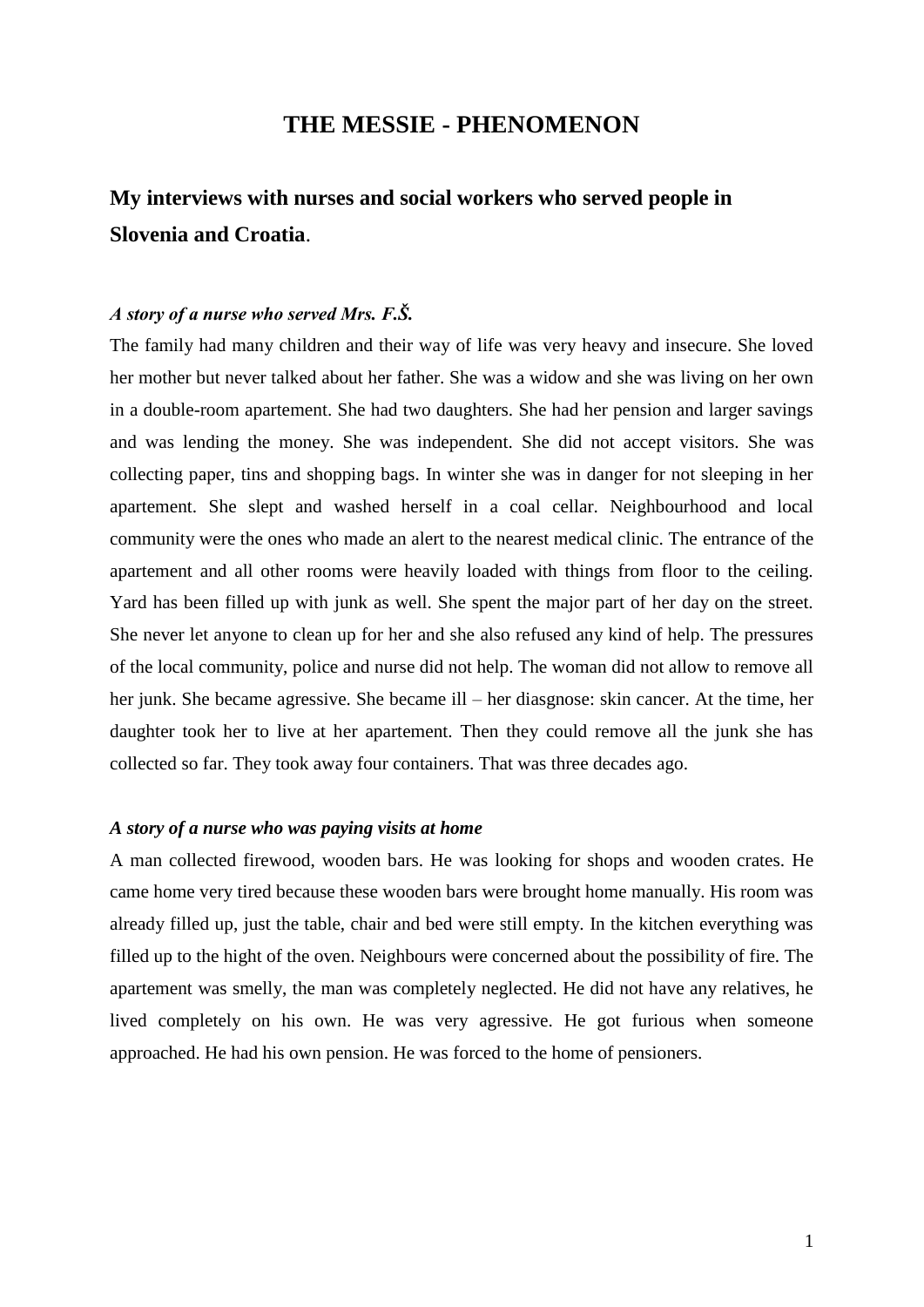# THE MESSIE - PHENOMENON

## My interviews with nurses and social workers who served people in Slovenia and Croatia.

### *A story of a nurse who served Mrs. F.Š.*

The family had many children and their way of life was very heavy and insecure. She loved her mother but never talked about her father. She was a widow and she was living on her own in a double-room apartement. She had two daughters. She had her pension and larger savings and was lending the money. She was independent. She did not accept visitors. She was collecting paper, tins and shopping bags. In winter she was in danger for not sleeping in her apartement. She slept and washed herself in a coal cellar. Neighbourhood and local community were the ones who made an alert to the nearest medical clinic. The entrance of the apartement and all other rooms were heavily loaded with things from floor to the ceiling. Yard has been filled up with junk as well. She spent the major part of her day on the street. She never let anyone to clean up for her and she also refused any kind of help. The pressures of the local community, police and nurse did not help. The woman did not allow to remove all her junk. She became agressive. She became ill – her diasgnose: skin cancer. At the time, her daughter took her to live at her apartement. Then they could remove all the junk she has collected so far. They took away four containers. That was three decades ago.

### *A story of a nurse who was paying visits at home*

A man collected firewood, wooden bars. He was looking for shops and wooden crates. He came home very tired because these wooden bars were brought home manually. His room was already filled up, just the table, chair and bed were still empty. In the kitchen everything was filled up to the hight of the oven. Neighbours were concerned about the possibility of fire. The apartement was smelly, the man was completely neglected. He did not have any relatives, he lived completely on his own. He was very agressive. He got furious when someone approached. He had his own pension. He was forced to the home of pensioners.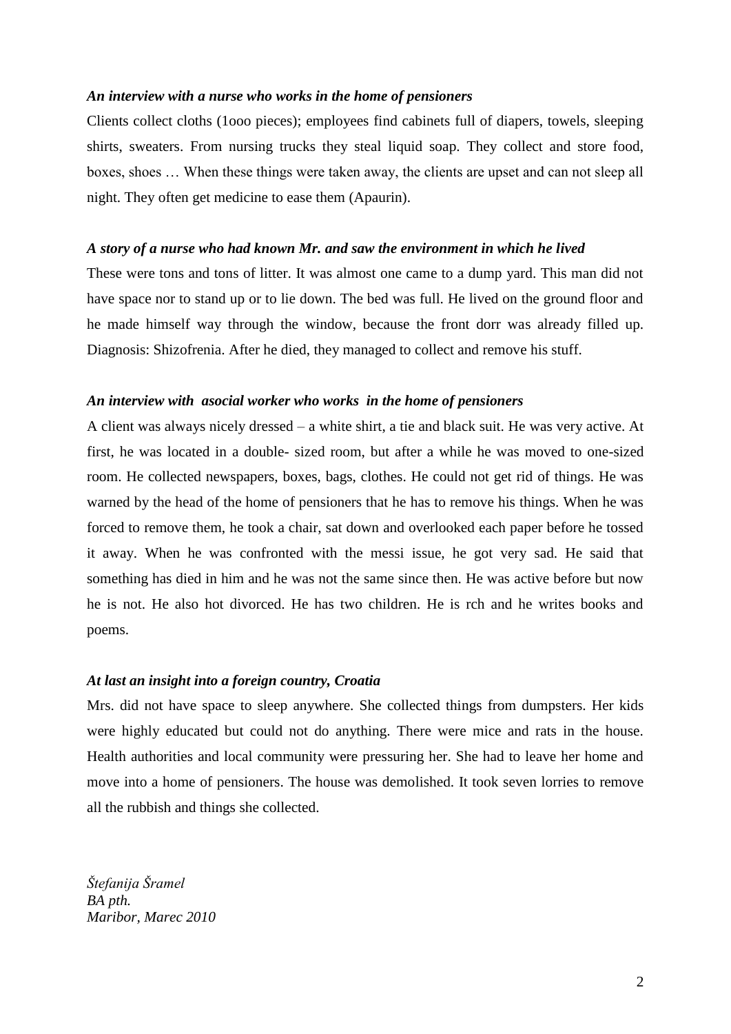***An interview with a nurse who works in the home of pensioners***

Clients collect cloths (1ooo pieces); employees find cabinets full of diapers, towels, sleeping shirts, sweaters. From nursing trucks they steal liquid soap. They collect and store food, boxes, shoes … When these things were taken away, the clients are upset and can not sleep all night. They often get medicine to ease them (Apaurin).

***A story of a nurse who had known Mr. and saw the environment in which he lived***

These were tons and tons of litter. It was almost one came to a dump yard. This man did not have space nor to stand up or to lie down. The bed was full. He lived on the ground floor and he made himself way through the window, because the front dorr was already filled up. Diagnosis: Shizofrenia. After he died, they managed to collect and remove his stuff.

***An interview with  asocial worker who works  in the home of pensioners***

A client was always nicely dressed – a white shirt, a tie and black suit. He was very active. At first, he was located in a double- sized room, but after a while he was moved to one-sized room. He collected newspapers, boxes, bags, clothes. He could not get rid of things. He was warned by the head of the home of pensioners that he has to remove his things. When he was forced to remove them, he took a chair, sat down and overlooked each paper before he tossed it away. When he was confronted with the messi issue, he got very sad. He said that something has died in him and he was not the same since then. He was active before but now he is not. He also hot divorced. He has two children. He is rch and he writes books and poems.

***At last an insight into a foreign country, Croatia***

Mrs. did not have space to sleep anywhere. She collected things from dumpsters. Her kids were highly educated but could not do anything. There were mice and rats in the house. Health authorities and local community were pressuring her. She had to leave her home and move into a home of pensioners. The house was demolished. It took seven lorries to remove all the rubbish and things she collected.

*Štefanija Šramel*
*BA pth.*
*Maribor, Marec 2010*